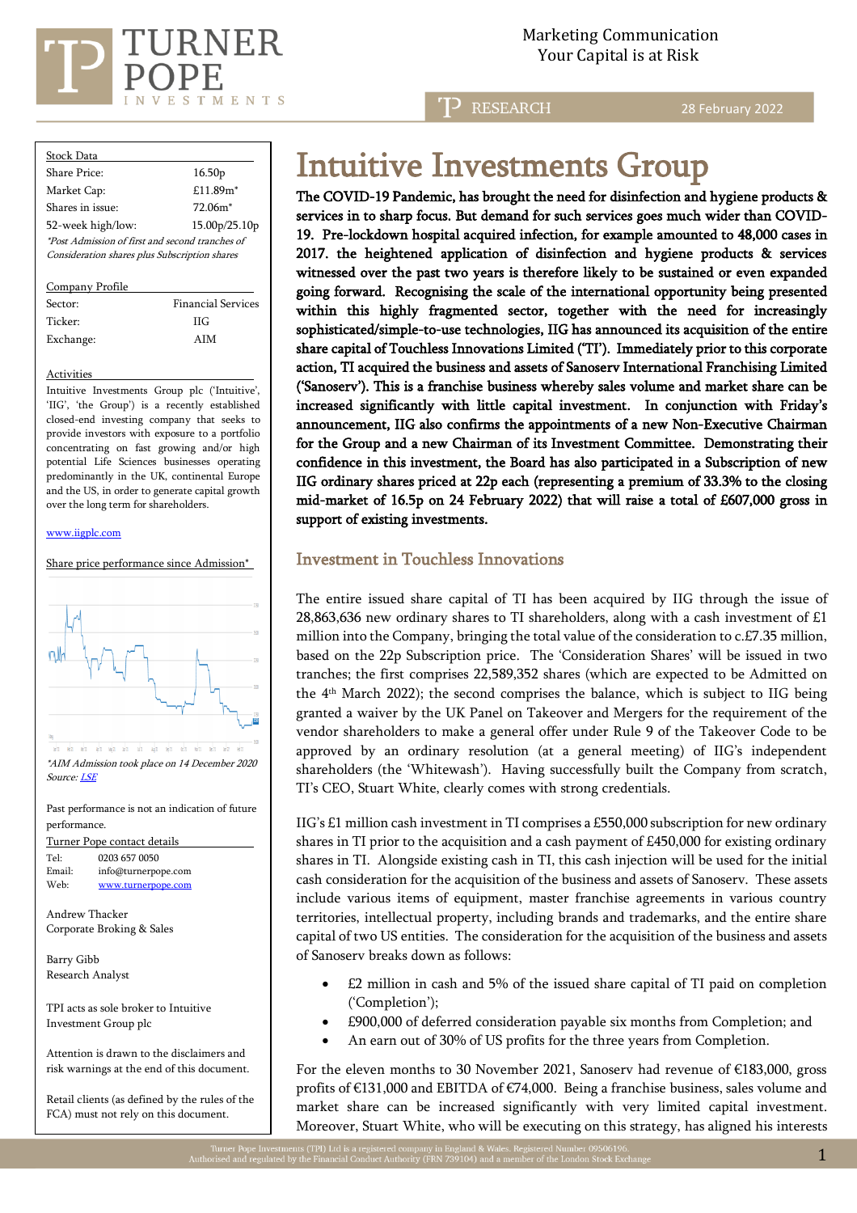Marketing Communication
Your Capital is at Risk

RESEARCH 28 February 2022

| Stock Data | |
|---|---|
| Share Price: | 16.50p |
| Market Cap: | £11.89m* |
| Shares in issue: | 72.06m* |
| 52-week high/low: | 15.00p/25.10p |

*Post Admission of first and second tranches of Consideration shares plus Subscription shares*

| Company Profile | |
|---|---|
| Sector: | Financial Services |
| Ticker: | IIG |
| Exchange: | AIM |

**Activities**

Intuitive Investments Group plc ('Intuitive', 'IIG', 'the Group') is a recently established closed-end investing company that seeks to provide investors with exposure to a portfolio concentrating on fast growing and/or high potential Life Sciences businesses operating predominantly in the UK, continental Europe and the US, in order to generate capital growth over the long term for shareholders.

www.iigplc.com

Share price performance since Admission*

*AIM Admission took place on 14 December 2020*
*Source: LSE*

Past performance is not an indication of future performance.

**Turner Pope contact details**

Tel: 0203 657 0050
Email: info@turnerpope.com
Web: www.turnerpope.com

Andrew Thacker
Corporate Broking & Sales

Barry Gibb
Research Analyst

TPI acts as sole broker to Intuitive Investment Group plc

Attention is drawn to the disclaimers and risk warnings at the end of this document.

Retail clients (as defined by the rules of the FCA) must not rely on this document.

# Intuitive Investments Group

**The COVID-19 Pandemic, has brought the need for disinfection and hygiene products & services in to sharp focus. But demand for such services goes much wider than COVID-19. Pre-lockdown hospital acquired infection, for example amounted to 48,000 cases in 2017. the heightened application of disinfection and hygiene products & services witnessed over the past two years is therefore likely to be sustained or even expanded going forward. Recognising the scale of the international opportunity being presented within this highly fragmented sector, together with the need for increasingly sophisticated/simple-to-use technologies, IIG has announced its acquisition of the entire share capital of Touchless Innovations Limited ('TI'). Immediately prior to this corporate action, TI acquired the business and assets of Sanoserv International Franchising Limited ('Sanoserv'). This is a franchise business whereby sales volume and market share can be increased significantly with little capital investment. In conjunction with Friday's announcement, IIG also confirms the appointments of a new Non-Executive Chairman for the Group and a new Chairman of its Investment Committee. Demonstrating their confidence in this investment, the Board has also participated in a Subscription of new IIG ordinary shares priced at 22p each (representing a premium of 33.3% to the closing mid-market of 16.5p on 24 February 2022) that will raise a total of £607,000 gross in support of existing investments.**

## Investment in Touchless Innovations

The entire issued share capital of TI has been acquired by IIG through the issue of 28,863,636 new ordinary shares to TI shareholders, along with a cash investment of £1 million into the Company, bringing the total value of the consideration to c.£7.35 million, based on the 22p Subscription price. The 'Consideration Shares' will be issued in two tranches; the first comprises 22,589,352 shares (which are expected to be Admitted on the 4th March 2022); the second comprises the balance, which is subject to IIG being granted a waiver by the UK Panel on Takeover and Mergers for the requirement of the vendor shareholders to make a general offer under Rule 9 of the Takeover Code to be approved by an ordinary resolution (at a general meeting) of IIG's independent shareholders (the 'Whitewash'). Having successfully built the Company from scratch, TI's CEO, Stuart White, clearly comes with strong credentials.

IIG's £1 million cash investment in TI comprises a £550,000 subscription for new ordinary shares in TI prior to the acquisition and a cash payment of £450,000 for existing ordinary shares in TI. Alongside existing cash in TI, this cash injection will be used for the initial cash consideration for the acquisition of the business and assets of Sanoserv. These assets include various items of equipment, master franchise agreements in various country territories, intellectual property, including brands and trademarks, and the entire share capital of two US entities. The consideration for the acquisition of the business and assets of Sanoserv breaks down as follows:

- £2 million in cash and 5% of the issued share capital of TI paid on completion ('Completion');
- £900,000 of deferred consideration payable six months from Completion; and
- An earn out of 30% of US profits for the three years from Completion.

For the eleven months to 30 November 2021, Sanoserv had revenue of €183,000, gross profits of €131,000 and EBITDA of €74,000. Being a franchise business, sales volume and market share can be increased significantly with very limited capital investment. Moreover, Stuart White, who will be executing on this strategy, has aligned his interests

Turner Pope Investments (TPI) Ltd is a registered company in England & Wales. Registered Number 09506196.
Authorised and regulated by the Financial Conduct Authority (FRN 739104) and a member of the London Stock Exchange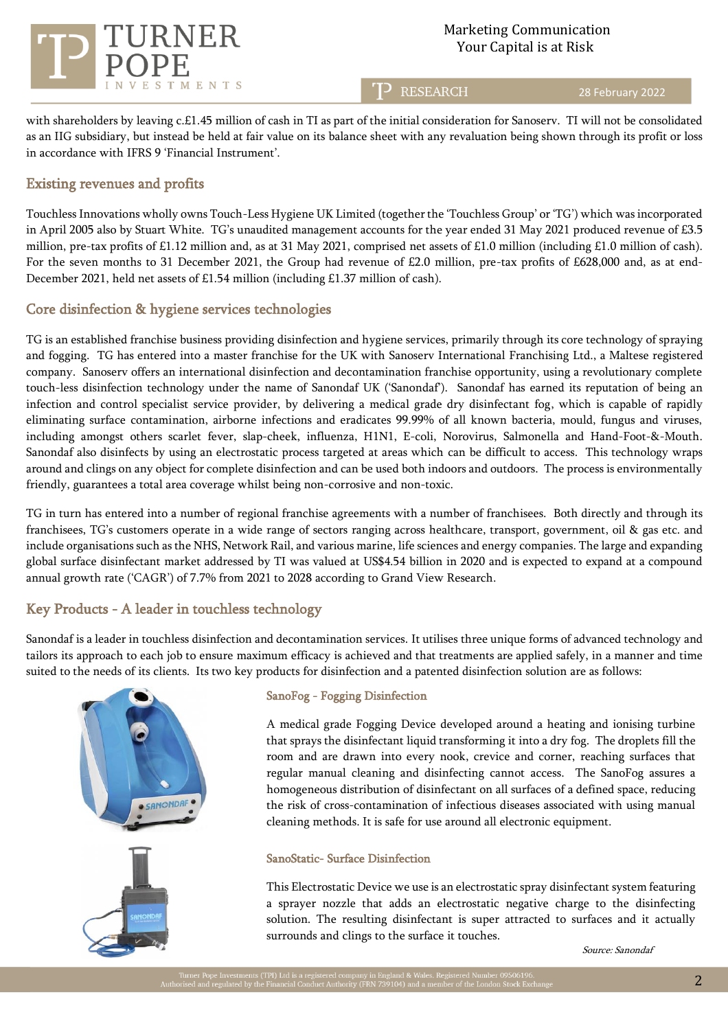with shareholders by leaving c.£1.45 million of cash in TI as part of the initial consideration for Sanoserv. TI will not be consolidated as an IIG subsidiary, but instead be held at fair value on its balance sheet with any revaluation being shown through its profit or loss in accordance with IFRS 9 'Financial Instrument'.

## Existing revenues and profits

Touchless Innovations wholly owns Touch-Less Hygiene UK Limited (together the 'Touchless Group' or 'TG') which was incorporated in April 2005 also by Stuart White. TG's unaudited management accounts for the year ended 31 May 2021 produced revenue of £3.5 million, pre-tax profits of £1.12 million and, as at 31 May 2021, comprised net assets of £1.0 million (including £1.0 million of cash). For the seven months to 31 December 2021, the Group had revenue of £2.0 million, pre-tax profits of £628,000 and, as at end-December 2021, held net assets of £1.54 million (including £1.37 million of cash).

## Core disinfection & hygiene services technologies

TG is an established franchise business providing disinfection and hygiene services, primarily through its core technology of spraying and fogging. TG has entered into a master franchise for the UK with Sanoserv International Franchising Ltd., a Maltese registered company. Sanoserv offers an international disinfection and decontamination franchise opportunity, using a revolutionary complete touch-less disinfection technology under the name of Sanondaf UK ('Sanondaf'). Sanondaf has earned its reputation of being an infection and control specialist service provider, by delivering a medical grade dry disinfectant fog, which is capable of rapidly eliminating surface contamination, airborne infections and eradicates 99.99% of all known bacteria, mould, fungus and viruses, including amongst others scarlet fever, slap-cheek, influenza, H1N1, E-coli, Norovirus, Salmonella and Hand-Foot-&-Mouth. Sanondaf also disinfects by using an electrostatic process targeted at areas which can be difficult to access. This technology wraps around and clings on any object for complete disinfection and can be used both indoors and outdoors. The process is environmentally friendly, guarantees a total area coverage whilst being non-corrosive and non-toxic.

TG in turn has entered into a number of regional franchise agreements with a number of franchisees. Both directly and through its franchisees, TG's customers operate in a wide range of sectors ranging across healthcare, transport, government, oil & gas etc. and include organisations such as the NHS, Network Rail, and various marine, life sciences and energy companies. The large and expanding global surface disinfectant market addressed by TI was valued at US$4.54 billion in 2020 and is expected to expand at a compound annual growth rate ('CAGR') of 7.7% from 2021 to 2028 according to Grand View Research.

## Key Products - A leader in touchless technology

Sanondaf is a leader in touchless disinfection and decontamination services. It utilises three unique forms of advanced technology and tailors its approach to each job to ensure maximum efficacy is achieved and that treatments are applied safely, in a manner and time suited to the needs of its clients. Its two key products for disinfection and a patented disinfection solution are as follows:

### SanoFog - Fogging Disinfection

A medical grade Fogging Device developed around a heating and ionising turbine that sprays the disinfectant liquid transforming it into a dry fog. The droplets fill the room and are drawn into every nook, crevice and corner, reaching surfaces that regular manual cleaning and disinfecting cannot access. The SanoFog assures a homogeneous distribution of disinfectant on all surfaces of a defined space, reducing the risk of cross-contamination of infectious diseases associated with using manual cleaning methods. It is safe for use around all electronic equipment.

### SanoStatic- Surface Disinfection

This Electrostatic Device we use is an electrostatic spray disinfectant system featuring a sprayer nozzle that adds an electrostatic negative charge to the disinfecting solution. The resulting disinfectant is super attracted to surfaces and it actually surrounds and clings to the surface it touches.

*Source: Sanondaf*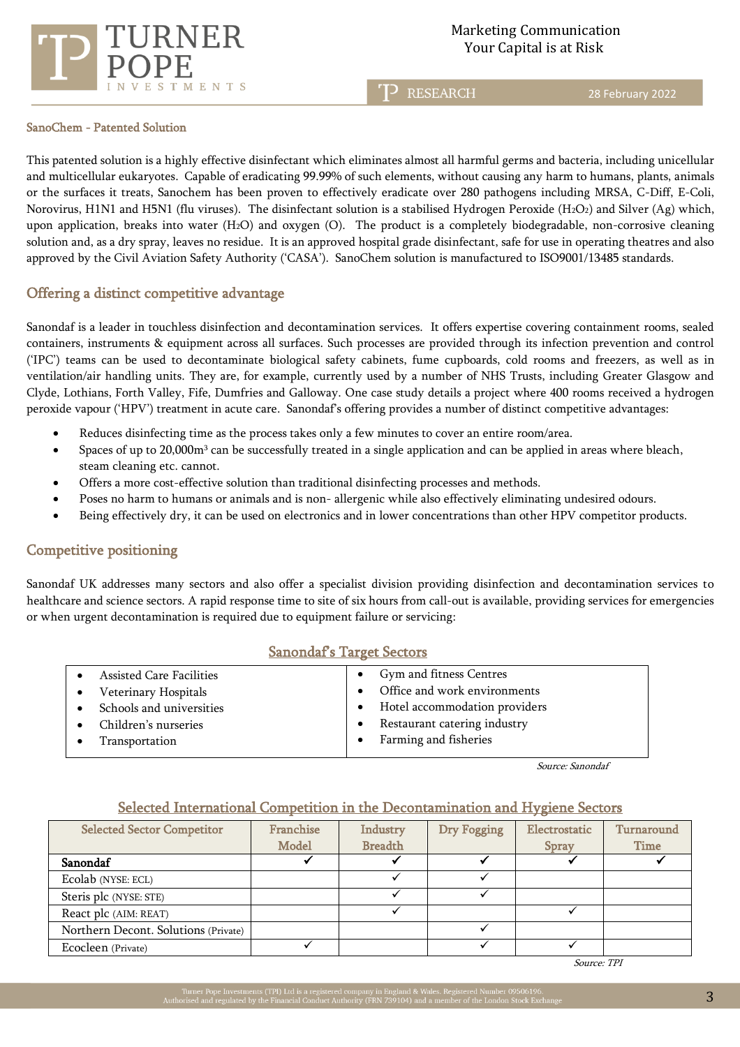## SanoChem - Patented Solution

This patented solution is a highly effective disinfectant which eliminates almost all harmful germs and bacteria, including unicellular and multicellular eukaryotes. Capable of eradicating 99.99% of such elements, without causing any harm to humans, plants, animals or the surfaces it treats, Sanochem has been proven to effectively eradicate over 280 pathogens including MRSA, C-Diff, E-Coli, Norovirus, H1N1 and H5N1 (flu viruses). The disinfectant solution is a stabilised Hydrogen Peroxide ($H_2O_2$) and Silver (Ag) which, upon application, breaks into water ($H_2O$) and oxygen (O). The product is a completely biodegradable, non-corrosive cleaning solution and, as a dry spray, leaves no residue. It is an approved hospital grade disinfectant, safe for use in operating theatres and also approved by the Civil Aviation Safety Authority ('CASA'). SanoChem solution is manufactured to ISO9001/13485 standards.

## Offering a distinct competitive advantage

Sanondaf is a leader in touchless disinfection and decontamination services. It offers expertise covering containment rooms, sealed containers, instruments & equipment across all surfaces. Such processes are provided through its infection prevention and control ('IPC') teams can be used to decontaminate biological safety cabinets, fume cupboards, cold rooms and freezers, as well as in ventilation/air handling units. They are, for example, currently used by a number of NHS Trusts, including Greater Glasgow and Clyde, Lothians, Forth Valley, Fife, Dumfries and Galloway. One case study details a project where 400 rooms received a hydrogen peroxide vapour ('HPV') treatment in acute care. Sanondaf's offering provides a number of distinct competitive advantages:

- Reduces disinfecting time as the process takes only a few minutes to cover an entire room/area.
- Spaces of up to 20,000m$^3$ can be successfully treated in a single application and can be applied in areas where bleach, steam cleaning etc. cannot.
- Offers a more cost-effective solution than traditional disinfecting processes and methods.
- Poses no harm to humans or animals and is non- allergenic while also effectively eliminating undesired odours.
- Being effectively dry, it can be used on electronics and in lower concentrations than other HPV competitor products.

## Competitive positioning

Sanondaf UK addresses many sectors and also offer a specialist division providing disinfection and decontamination services to healthcare and science sectors. A rapid response time to site of six hours from call-out is available, providing services for emergencies or when urgent decontamination is required due to equipment failure or servicing:

**Sanondaf's Target Sectors**

| | |
|---|---|
| • Assisted Care Facilities | • Gym and fitness Centres |
| • Veterinary Hospitals | • Office and work environments |
| • Schools and universities | • Hotel accommodation providers |
| • Children's nurseries | • Restaurant catering industry |
| • Transportation | • Farming and fisheries |

*Source: Sanondaf*

**Selected International Competition in the Decontamination and Hygiene Sectors**

| Selected Sector Competitor | Franchise Model | Industry Breadth | Dry Fogging | Electrostatic Spray | Turnaround Time |
|---|---|---|---|---|---|
| **Sanondaf** | ✓ | ✓ | ✓ | ✓ | ✓ |
| Ecolab (NYSE: ECL) | | ✓ | ✓ | | |
| Steris plc (NYSE: STE) | | ✓ | ✓ | | |
| React plc (AIM: REAT) | | ✓ | | ✓ | |
| Northern Decont. Solutions (Private) | | | ✓ | | |
| Ecocleen (Private) | ✓ | | ✓ | ✓ | |

*Source: TPI*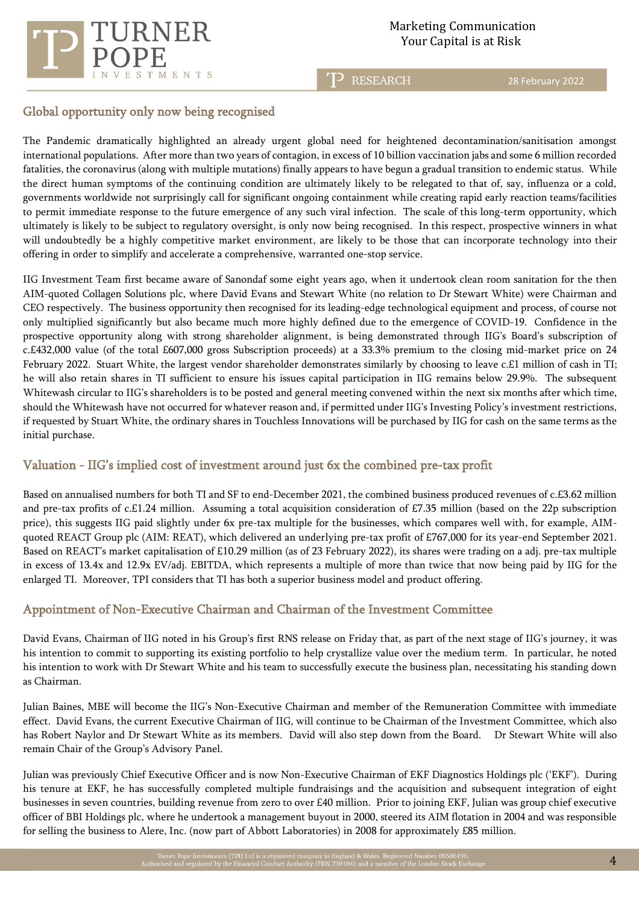## Global opportunity only now being recognised

The Pandemic dramatically highlighted an already urgent global need for heightened decontamination/sanitisation amongst international populations. After more than two years of contagion, in excess of 10 billion vaccination jabs and some 6 million recorded fatalities, the coronavirus (along with multiple mutations) finally appears to have begun a gradual transition to endemic status. While the direct human symptoms of the continuing condition are ultimately likely to be relegated to that of, say, influenza or a cold, governments worldwide not surprisingly call for significant ongoing containment while creating rapid early reaction teams/facilities to permit immediate response to the future emergence of any such viral infection. The scale of this long-term opportunity, which ultimately is likely to be subject to regulatory oversight, is only now being recognised. In this respect, prospective winners in what will undoubtedly be a highly competitive market environment, are likely to be those that can incorporate technology into their offering in order to simplify and accelerate a comprehensive, warranted one-stop service.

IIG Investment Team first became aware of Sanondaf some eight years ago, when it undertook clean room sanitation for the then AIM-quoted Collagen Solutions plc, where David Evans and Stewart White (no relation to Dr Stewart White) were Chairman and CEO respectively. The business opportunity then recognised for its leading-edge technological equipment and process, of course not only multiplied significantly but also became much more highly defined due to the emergence of COVID-19. Confidence in the prospective opportunity along with strong shareholder alignment, is being demonstrated through IIG's Board's subscription of c.£432,000 value (of the total £607,000 gross Subscription proceeds) at a 33.3% premium to the closing mid-market price on 24 February 2022. Stuart White, the largest vendor shareholder demonstrates similarly by choosing to leave c.£1 million of cash in TI; he will also retain shares in TI sufficient to ensure his issues capital participation in IIG remains below 29.9%. The subsequent Whitewash circular to IIG's shareholders is to be posted and general meeting convened within the next six months after which time, should the Whitewash have not occurred for whatever reason and, if permitted under IIG's Investing Policy's investment restrictions, if requested by Stuart White, the ordinary shares in Touchless Innovations will be purchased by IIG for cash on the same terms as the initial purchase.

## Valuation - IIG's implied cost of investment around just 6x the combined pre-tax profit

Based on annualised numbers for both TI and SF to end-December 2021, the combined business produced revenues of c.£3.62 million and pre-tax profits of c.£1.24 million. Assuming a total acquisition consideration of £7.35 million (based on the 22p subscription price), this suggests IIG paid slightly under 6x pre-tax multiple for the businesses, which compares well with, for example, AIM-quoted REACT Group plc (AIM: REAT), which delivered an underlying pre-tax profit of £767,000 for its year-end September 2021. Based on REACT's market capitalisation of £10.29 million (as of 23 February 2022), its shares were trading on a adj. pre-tax multiple in excess of 13.4x and 12.9x EV/adj. EBITDA, which represents a multiple of more than twice that now being paid by IIG for the enlarged TI. Moreover, TPI considers that TI has both a superior business model and product offering.

## Appointment of Non-Executive Chairman and Chairman of the Investment Committee

David Evans, Chairman of IIG noted in his Group's first RNS release on Friday that, as part of the next stage of IIG's journey, it was his intention to commit to supporting its existing portfolio to help crystallize value over the medium term. In particular, he noted his intention to work with Dr Stewart White and his team to successfully execute the business plan, necessitating his standing down as Chairman.

Julian Baines, MBE will become the IIG's Non-Executive Chairman and member of the Remuneration Committee with immediate effect. David Evans, the current Executive Chairman of IIG, will continue to be Chairman of the Investment Committee, which also has Robert Naylor and Dr Stewart White as its members. David will also step down from the Board. Dr Stewart White will also remain Chair of the Group's Advisory Panel.

Julian was previously Chief Executive Officer and is now Non-Executive Chairman of EKF Diagnostics Holdings plc ('EKF'). During his tenure at EKF, he has successfully completed multiple fundraisings and the acquisition and subsequent integration of eight businesses in seven countries, building revenue from zero to over £40 million. Prior to joining EKF, Julian was group chief executive officer of BBI Holdings plc, where he undertook a management buyout in 2000, steered its AIM flotation in 2004 and was responsible for selling the business to Alere, Inc. (now part of Abbott Laboratories) in 2008 for approximately £85 million.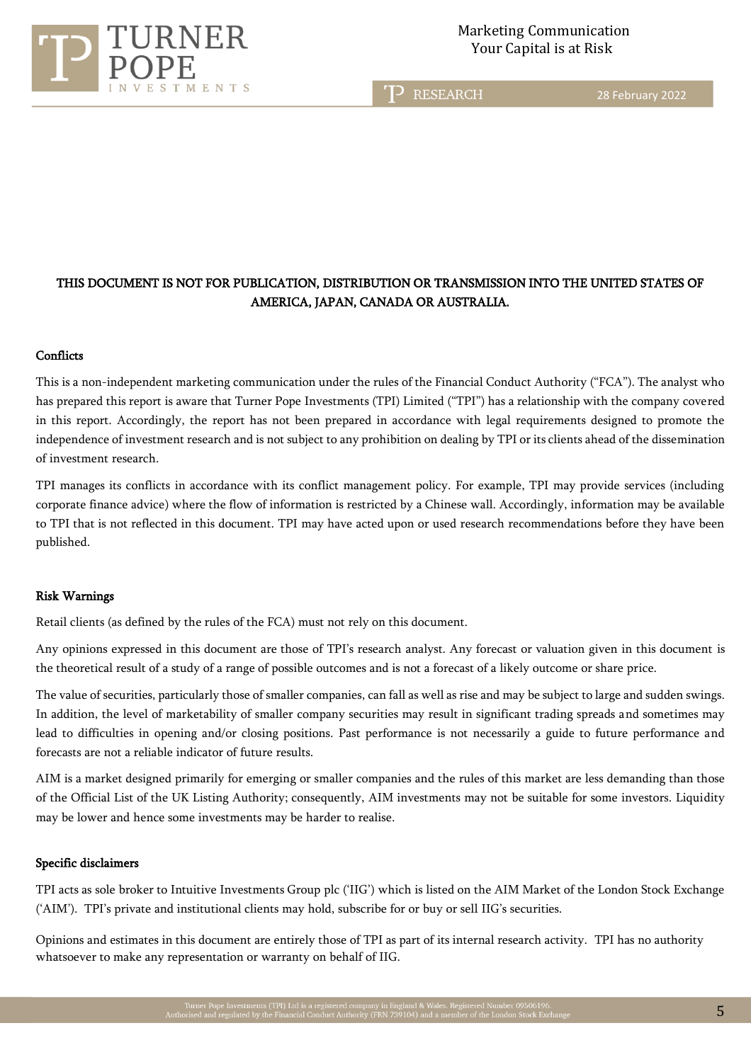**THIS DOCUMENT IS NOT FOR PUBLICATION, DISTRIBUTION OR TRANSMISSION INTO THE UNITED STATES OF AMERICA, JAPAN, CANADA OR AUSTRALIA.**

## Conflicts

This is a non-independent marketing communication under the rules of the Financial Conduct Authority ("FCA"). The analyst who has prepared this report is aware that Turner Pope Investments (TPI) Limited ("TPI") has a relationship with the company covered in this report. Accordingly, the report has not been prepared in accordance with legal requirements designed to promote the independence of investment research and is not subject to any prohibition on dealing by TPI or its clients ahead of the dissemination of investment research.

TPI manages its conflicts in accordance with its conflict management policy. For example, TPI may provide services (including corporate finance advice) where the flow of information is restricted by a Chinese wall. Accordingly, information may be available to TPI that is not reflected in this document. TPI may have acted upon or used research recommendations before they have been published.

## Risk Warnings

Retail clients (as defined by the rules of the FCA) must not rely on this document.

Any opinions expressed in this document are those of TPI's research analyst. Any forecast or valuation given in this document is the theoretical result of a study of a range of possible outcomes and is not a forecast of a likely outcome or share price.

The value of securities, particularly those of smaller companies, can fall as well as rise and may be subject to large and sudden swings. In addition, the level of marketability of smaller company securities may result in significant trading spreads and sometimes may lead to difficulties in opening and/or closing positions. Past performance is not necessarily a guide to future performance and forecasts are not a reliable indicator of future results.

AIM is a market designed primarily for emerging or smaller companies and the rules of this market are less demanding than those of the Official List of the UK Listing Authority; consequently, AIM investments may not be suitable for some investors. Liquidity may be lower and hence some investments may be harder to realise.

## Specific disclaimers

TPI acts as sole broker to Intuitive Investments Group plc ('IIG') which is listed on the AIM Market of the London Stock Exchange ('AIM'). TPI's private and institutional clients may hold, subscribe for or buy or sell IIG's securities.

Opinions and estimates in this document are entirely those of TPI as part of its internal research activity. TPI has no authority whatsoever to make any representation or warranty on behalf of IIG.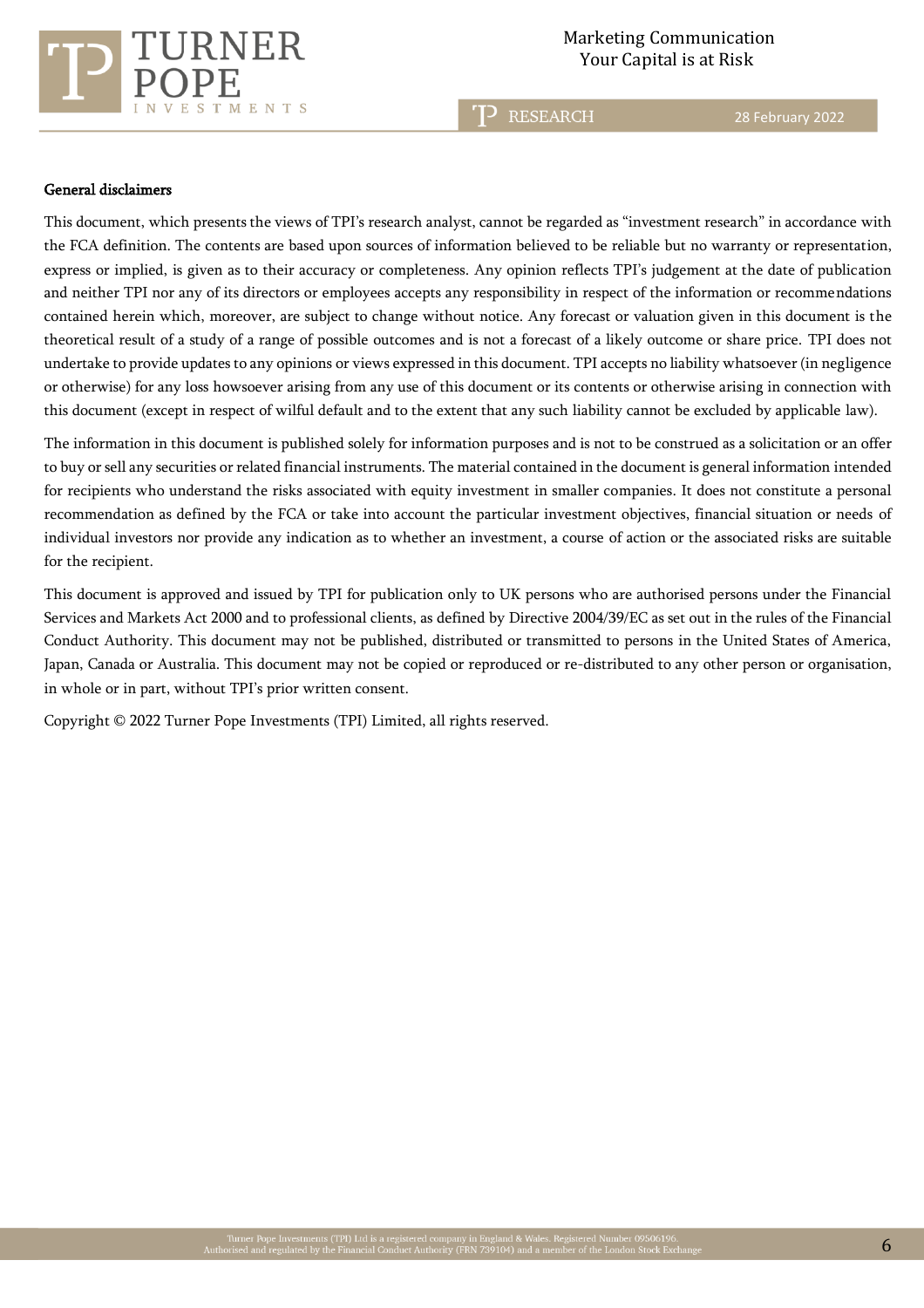## General disclaimers

This document, which presents the views of TPI's research analyst, cannot be regarded as "investment research" in accordance with the FCA definition. The contents are based upon sources of information believed to be reliable but no warranty or representation, express or implied, is given as to their accuracy or completeness. Any opinion reflects TPI's judgement at the date of publication and neither TPI nor any of its directors or employees accepts any responsibility in respect of the information or recommendations contained herein which, moreover, are subject to change without notice. Any forecast or valuation given in this document is the theoretical result of a study of a range of possible outcomes and is not a forecast of a likely outcome or share price. TPI does not undertake to provide updates to any opinions or views expressed in this document. TPI accepts no liability whatsoever (in negligence or otherwise) for any loss howsoever arising from any use of this document or its contents or otherwise arising in connection with this document (except in respect of wilful default and to the extent that any such liability cannot be excluded by applicable law).

The information in this document is published solely for information purposes and is not to be construed as a solicitation or an offer to buy or sell any securities or related financial instruments. The material contained in the document is general information intended for recipients who understand the risks associated with equity investment in smaller companies. It does not constitute a personal recommendation as defined by the FCA or take into account the particular investment objectives, financial situation or needs of individual investors nor provide any indication as to whether an investment, a course of action or the associated risks are suitable for the recipient.

This document is approved and issued by TPI for publication only to UK persons who are authorised persons under the Financial Services and Markets Act 2000 and to professional clients, as defined by Directive 2004/39/EC as set out in the rules of the Financial Conduct Authority. This document may not be published, distributed or transmitted to persons in the United States of America, Japan, Canada or Australia. This document may not be copied or reproduced or re-distributed to any other person or organisation, in whole or in part, without TPI's prior written consent.

Copyright © 2022 Turner Pope Investments (TPI) Limited, all rights reserved.